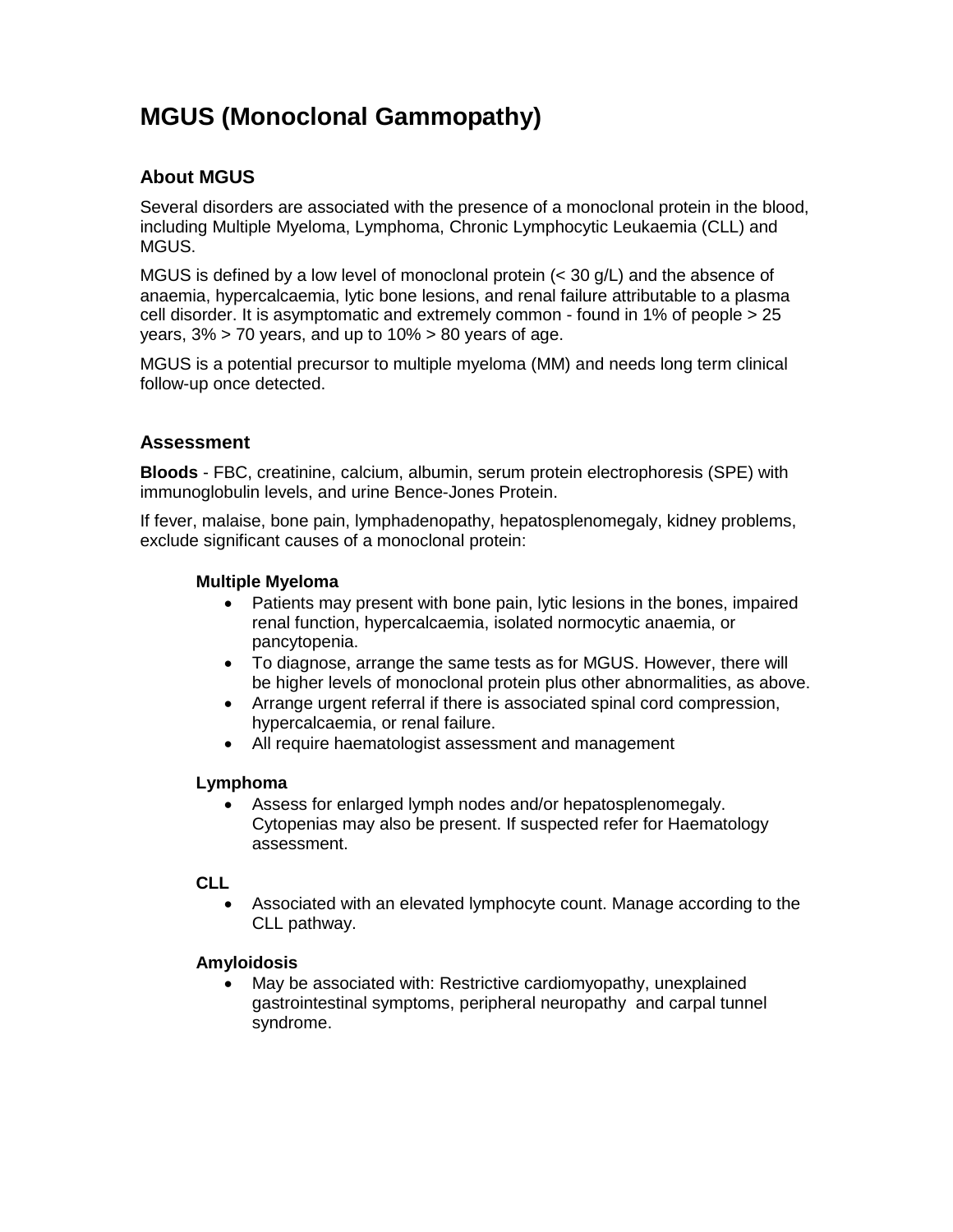# MGUS (Monoclonal Gammopathy)

## About MGUS

Several disorders are associated with the presence of a monoclonal protein in the blood, including Multiple Myeloma, Lymphoma, Chronic Lymphocytic Leukaemia (CLL) and MGUS.

MGUS is defined by a low level of monoclonal protein (< 30 g/L) and the absence of anaemia, hypercalcaemia, lytic bone lesions, and renal failure attributable to a plasma cell disorder. It is asymptomatic and extremely common - found in 1% of people > 25 years, 3% > 70 years, and up to 10% > 80 years of age.

MGUS is a potential precursor to multiple myeloma (MM) and needs long term clinical follow-up once detected.

## Assessment

**Bloods** - FBC, creatinine, calcium, albumin, serum protein electrophoresis (SPE) with immunoglobulin levels, and urine Bence-Jones Protein.

If fever, malaise, bone pain, lymphadenopathy, hepatosplenomegaly, kidney problems, exclude significant causes of a monoclonal protein:

#### Multiple Myeloma

- Patients may present with bone pain, lytic lesions in the bones, impaired renal function, hypercalcaemia, isolated normocytic anaemia, or pancytopenia.
- To diagnose, arrange the same tests as for MGUS. However, there will be higher levels of monoclonal protein plus other abnormalities, as above.
- Arrange urgent referral if there is associated spinal cord compression, hypercalcaemia, or renal failure.
- All require haematologist assessment and management

#### Lymphoma

- Assess for enlarged lymph nodes and/or hepatosplenomegaly. Cytopenias may also be present. If suspected refer for Haematology assessment.

#### CLL

- Associated with an elevated lymphocyte count. Manage according to the CLL pathway.

#### Amyloidosis

- May be associated with: Restrictive cardiomyopathy, unexplained gastrointestinal symptoms, peripheral neuropathy and carpal tunnel syndrome.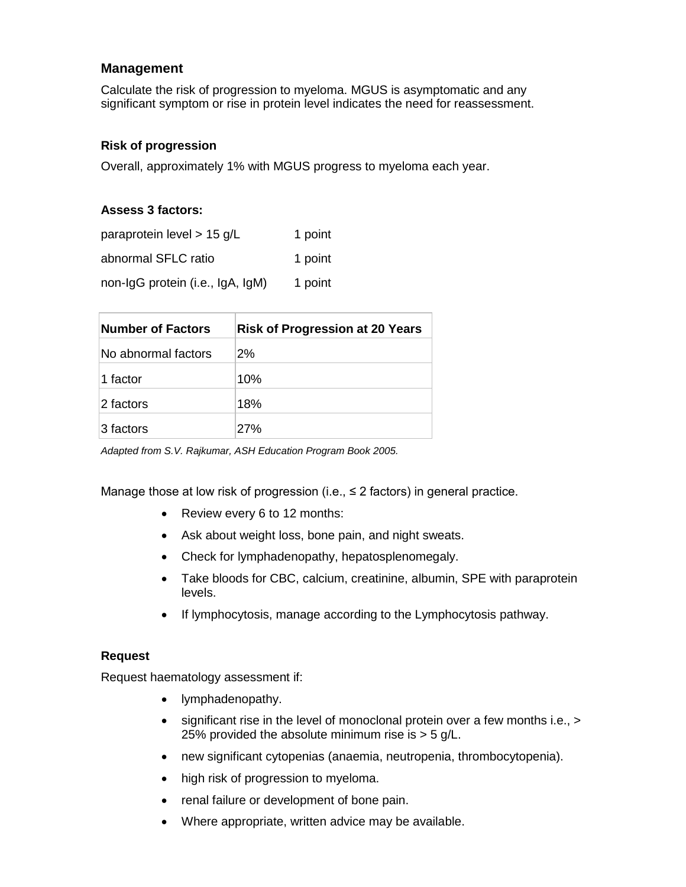## Management

Calculate the risk of progression to myeloma. MGUS is asymptomatic and any significant symptom or rise in protein level indicates the need for reassessment.

### Risk of progression

Overall, approximately 1% with MGUS progress to myeloma each year.

### Assess 3 factors:

| | |
|---|---|
| paraprotein level > 15 g/L | 1 point |
| abnormal SFLC ratio | 1 point |
| non-IgG protein (i.e., IgA, IgM) | 1 point |

| Number of Factors | Risk of Progression at 20 Years |
|---|---|
| No abnormal factors | 2% |
| 1 factor | 10% |
| 2 factors | 18% |
| 3 factors | 27% |

*Adapted from S.V. Rajkumar, ASH Education Program Book 2005.*

Manage those at low risk of progression (i.e., ≤ 2 factors) in general practice.

- Review every 6 to 12 months:
- Ask about weight loss, bone pain, and night sweats.
- Check for lymphadenopathy, hepatosplenomegaly.
- Take bloods for CBC, calcium, creatinine, albumin, SPE with paraprotein levels.
- If lymphocytosis, manage according to the Lymphocytosis pathway.

### Request

Request haematology assessment if:

- lymphadenopathy.
- significant rise in the level of monoclonal protein over a few months i.e., > 25% provided the absolute minimum rise is > 5 g/L.
- new significant cytopenias (anaemia, neutropenia, thrombocytopenia).
- high risk of progression to myeloma.
- renal failure or development of bone pain.
- Where appropriate, written advice may be available.